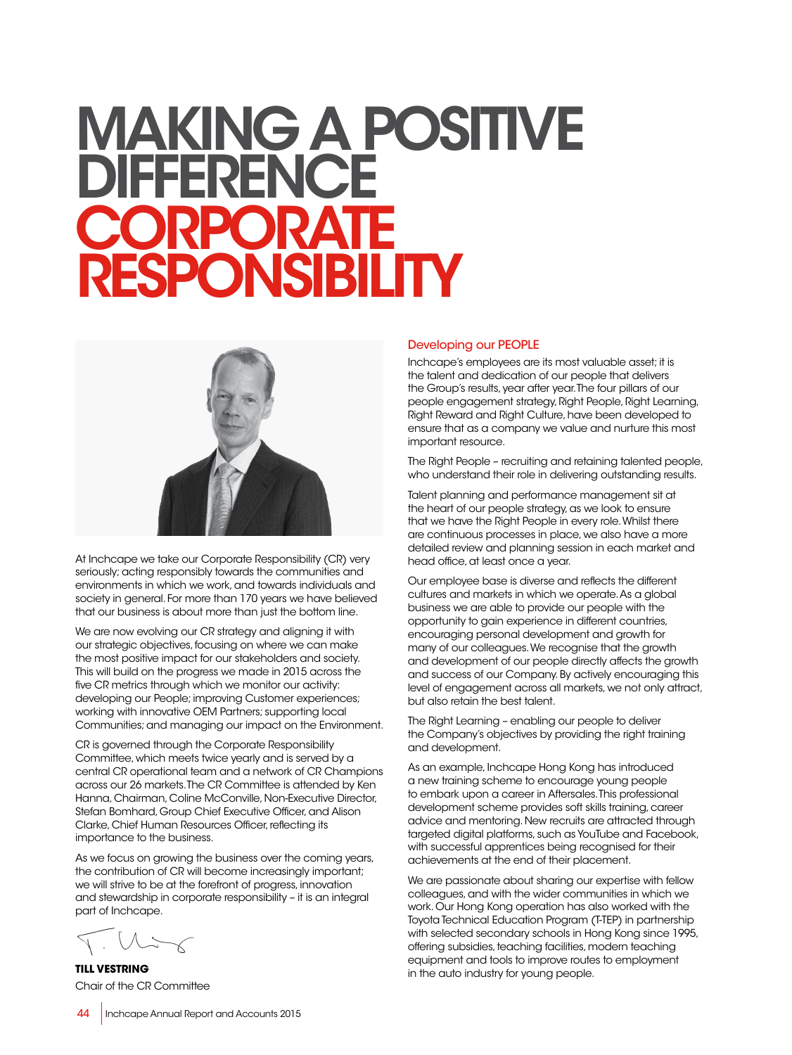# MAKING A POSITIVE DIFFERENCE CORPORATE RESPONSIBILITY

At Inchcape we take our Corporate Responsibility (CR) very seriously; acting responsibly towards the communities and environments in which we work, and towards individuals and society in general. For more than 170 years we have believed that our business is about more than just the bottom line.

We are now evolving our CR strategy and aligning it with our strategic objectives, focusing on where we can make the most positive impact for our stakeholders and society. This will build on the progress we made in 2015 across the five CR metrics through which we monitor our activity: developing our People; improving Customer experiences; working with innovative OEM Partners; supporting local Communities; and managing our impact on the Environment.

CR is governed through the Corporate Responsibility Committee, which meets twice yearly and is served by a central CR operational team and a network of CR Champions across our 26 markets. The CR Committee is attended by Ken Hanna, Chairman, Coline McConville, Non-Executive Director, Stefan Bomhard, Group Chief Executive Officer, and Alison Clarke, Chief Human Resources Officer, reflecting its importance to the business.

As we focus on growing the business over the coming years, the contribution of CR will become increasingly important; we will strive to be at the forefront of progress, innovation and stewardship in corporate responsibility – it is an integral part of Inchcape.

**TILL VESTRING**
Chair of the CR Committee

## Developing our PEOPLE

Inchcape's employees are its most valuable asset; it is the talent and dedication of our people that delivers the Group's results, year after year. The four pillars of our people engagement strategy, Right People, Right Learning, Right Reward and Right Culture, have been developed to ensure that as a company we value and nurture this most important resource.

The Right People – recruiting and retaining talented people, who understand their role in delivering outstanding results.

Talent planning and performance management sit at the heart of our people strategy, as we look to ensure that we have the Right People in every role. Whilst there are continuous processes in place, we also have a more detailed review and planning session in each market and head office, at least once a year.

Our employee base is diverse and reflects the different cultures and markets in which we operate. As a global business we are able to provide our people with the opportunity to gain experience in different countries, encouraging personal development and growth for many of our colleagues. We recognise that the growth and development of our people directly affects the growth and success of our Company. By actively encouraging this level of engagement across all markets, we not only attract, but also retain the best talent.

The Right Learning – enabling our people to deliver the Company's objectives by providing the right training and development.

As an example, Inchcape Hong Kong has introduced a new training scheme to encourage young people to embark upon a career in Aftersales. This professional development scheme provides soft skills training, career advice and mentoring. New recruits are attracted through targeted digital platforms, such as YouTube and Facebook, with successful apprentices being recognised for their achievements at the end of their placement.

We are passionate about sharing our expertise with fellow colleagues, and with the wider communities in which we work. Our Hong Kong operation has also worked with the Toyota Technical Education Program (T-TEP) in partnership with selected secondary schools in Hong Kong since 1995, offering subsidies, teaching facilities, modern teaching equipment and tools to improve routes to employment in the auto industry for young people.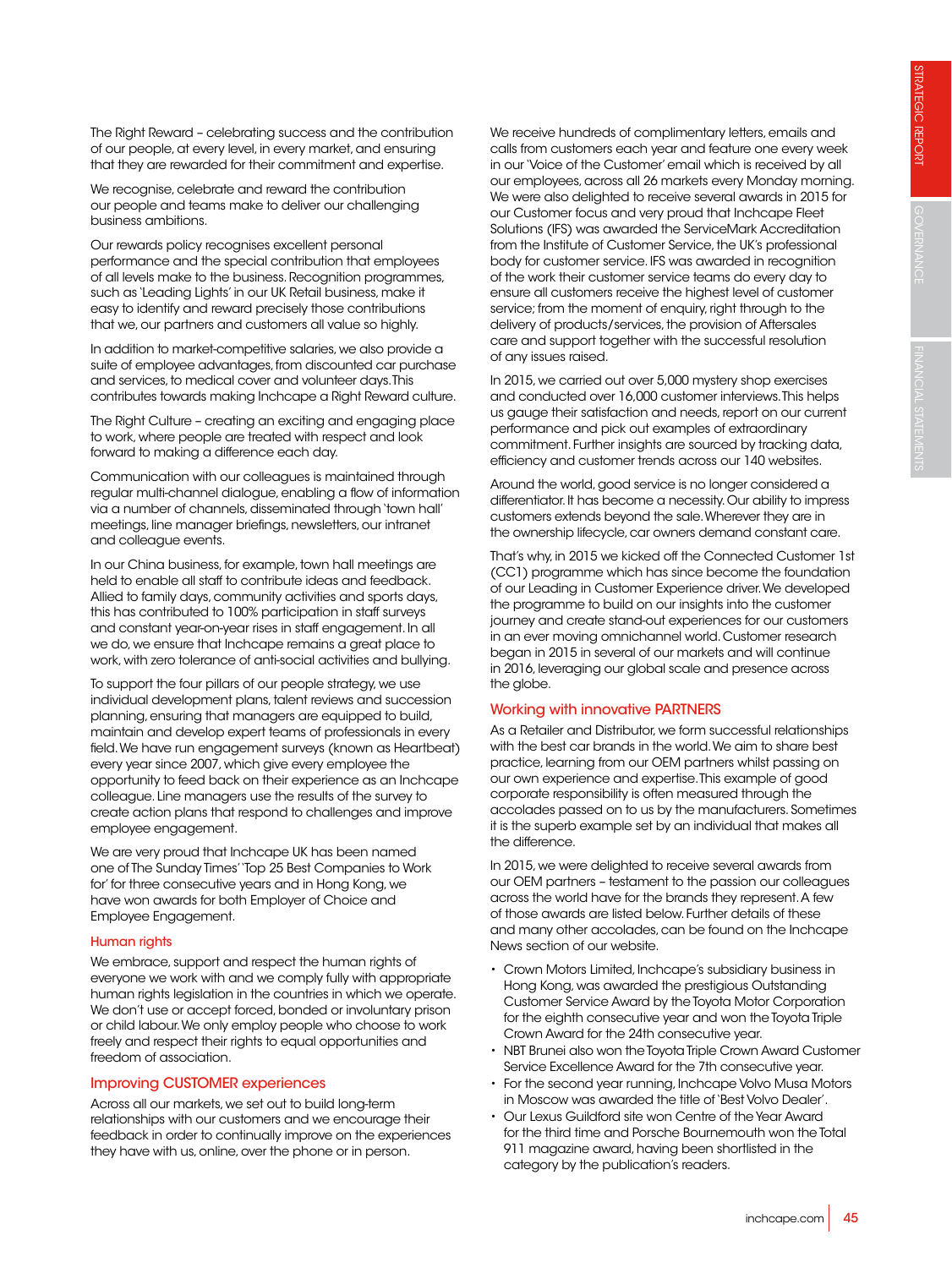The Right Reward – celebrating success and the contribution of our people, at every level, in every market, and ensuring that they are rewarded for their commitment and expertise.

We recognise, celebrate and reward the contribution our people and teams make to deliver our challenging business ambitions.

Our rewards policy recognises excellent personal performance and the special contribution that employees of all levels make to the business. Recognition programmes, such as 'Leading Lights' in our UK Retail business, make it easy to identify and reward precisely those contributions that we, our partners and customers all value so highly.

In addition to market-competitive salaries, we also provide a suite of employee advantages, from discounted car purchase and services, to medical cover and volunteer days. This contributes towards making Inchcape a Right Reward culture.

The Right Culture – creating an exciting and engaging place to work, where people are treated with respect and look forward to making a difference each day.

Communication with our colleagues is maintained through regular multi-channel dialogue, enabling a flow of information via a number of channels, disseminated through 'town hall' meetings, line manager briefings, newsletters, our intranet and colleague events.

In our China business, for example, town hall meetings are held to enable all staff to contribute ideas and feedback. Allied to family days, community activities and sports days, this has contributed to 100% participation in staff surveys and constant year-on-year rises in staff engagement. In all we do, we ensure that Inchcape remains a great place to work, with zero tolerance of anti-social activities and bullying.

To support the four pillars of our people strategy, we use individual development plans, talent reviews and succession planning, ensuring that managers are equipped to build, maintain and develop expert teams of professionals in every field. We have run engagement surveys (known as Heartbeat) every year since 2007, which give every employee the opportunity to feed back on their experience as an Inchcape colleague. Line managers use the results of the survey to create action plans that respond to challenges and improve employee engagement.

We are very proud that Inchcape UK has been named one of The Sunday Times' 'Top 25 Best Companies to Work for' for three consecutive years and in Hong Kong, we have won awards for both Employer of Choice and Employee Engagement.

### Human rights

We embrace, support and respect the human rights of everyone we work with and we comply fully with appropriate human rights legislation in the countries in which we operate. We don't use or accept forced, bonded or involuntary prison or child labour. We only employ people who choose to work freely and respect their rights to equal opportunities and freedom of association.

## Improving CUSTOMER experiences

Across all our markets, we set out to build long-term relationships with our customers and we encourage their feedback in order to continually improve on the experiences they have with us, online, over the phone or in person.

We receive hundreds of complimentary letters, emails and calls from customers each year and feature one every week in our 'Voice of the Customer' email which is received by all our employees, across all 26 markets every Monday morning. We were also delighted to receive several awards in 2015 for our Customer focus and very proud that Inchcape Fleet Solutions (IFS) was awarded the ServiceMark Accreditation from the Institute of Customer Service, the UK's professional body for customer service. IFS was awarded in recognition of the work their customer service teams do every day to ensure all customers receive the highest level of customer service; from the moment of enquiry, right through to the delivery of products/services, the provision of Aftersales care and support together with the successful resolution of any issues raised.

In 2015, we carried out over 5,000 mystery shop exercises and conducted over 16,000 customer interviews. This helps us gauge their satisfaction and needs, report on our current performance and pick out examples of extraordinary commitment. Further insights are sourced by tracking data, efficiency and customer trends across our 140 websites.

Around the world, good service is no longer considered a differentiator. It has become a necessity. Our ability to impress customers extends beyond the sale. Wherever they are in the ownership lifecycle, car owners demand constant care.

That's why, in 2015 we kicked off the Connected Customer 1st (CC1) programme which has since become the foundation of our Leading in Customer Experience driver. We developed the programme to build on our insights into the customer journey and create stand-out experiences for our customers in an ever moving omnichannel world. Customer research began in 2015 in several of our markets and will continue in 2016, leveraging our global scale and presence across the globe.

## Working with innovative PARTNERS

As a Retailer and Distributor, we form successful relationships with the best car brands in the world. We aim to share best practice, learning from our OEM partners whilst passing on our own experience and expertise. This example of good corporate responsibility is often measured through the accolades passed on to us by the manufacturers. Sometimes it is the superb example set by an individual that makes all the difference.

In 2015, we were delighted to receive several awards from our OEM partners – testament to the passion our colleagues across the world have for the brands they represent. A few of those awards are listed below. Further details of these and many other accolades, can be found on the Inchcape News section of our website.

- Crown Motors Limited, Inchcape's subsidiary business in Hong Kong, was awarded the prestigious Outstanding Customer Service Award by the Toyota Motor Corporation for the eighth consecutive year and won the Toyota Triple Crown Award for the 24th consecutive year.
- NBT Brunei also won the Toyota Triple Crown Award Customer Service Excellence Award for the 7th consecutive year.
- For the second year running, Inchcape Volvo Musa Motors in Moscow was awarded the title of 'Best Volvo Dealer'.
- Our Lexus Guildford site won Centre of the Year Award for the third time and Porsche Bournemouth won the Total 911 magazine award, having been shortlisted in the category by the publication's readers.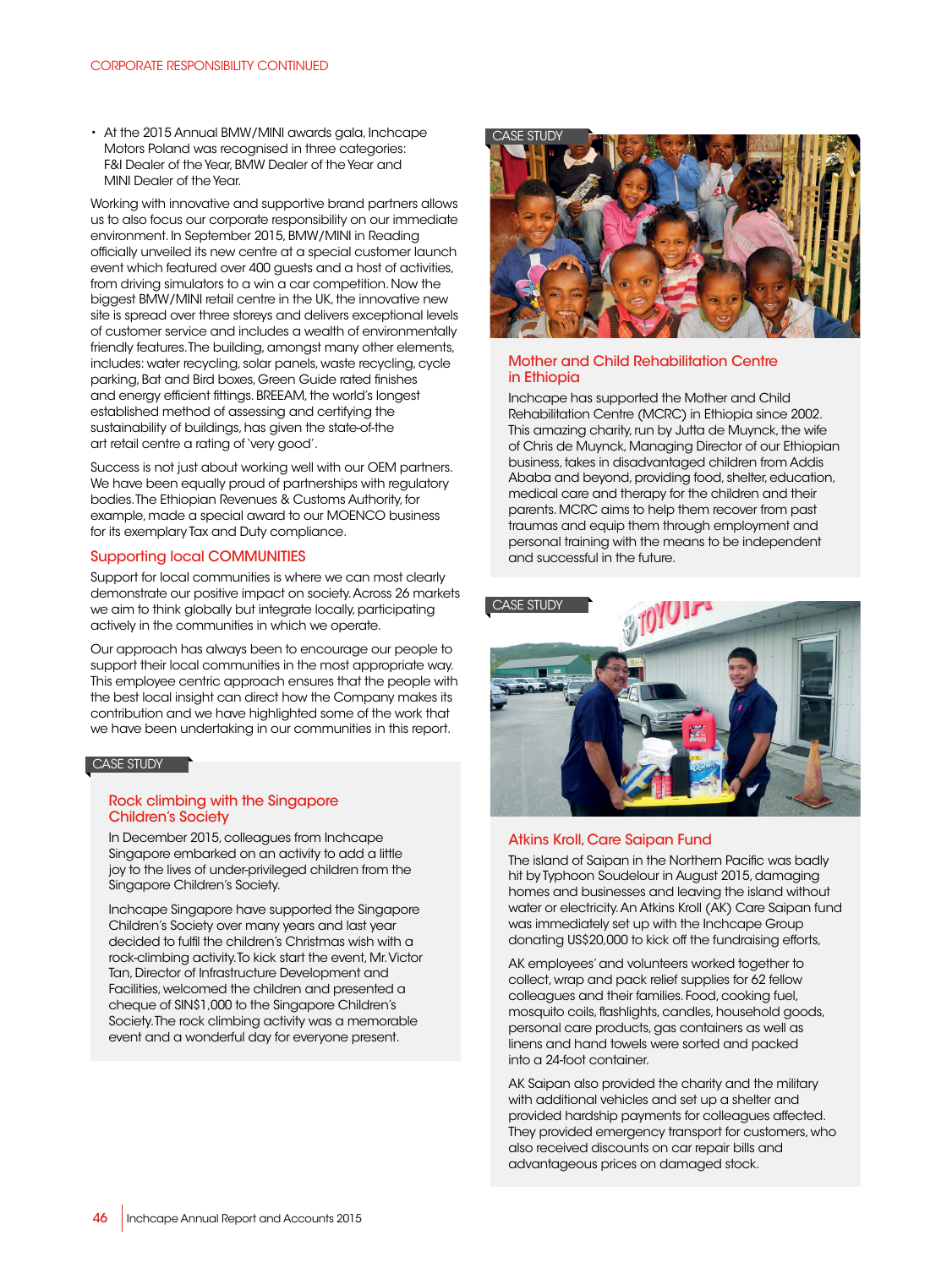- At the 2015 Annual BMW/MINI awards gala, Inchcape Motors Poland was recognised in three categories: F&I Dealer of the Year, BMW Dealer of the Year and MINI Dealer of the Year.

Working with innovative and supportive brand partners allows us to also focus our corporate responsibility on our immediate environment. In September 2015, BMW/MINI in Reading officially unveiled its new centre at a special customer launch event which featured over 400 guests and a host of activities, from driving simulators to a win a car competition. Now the biggest BMW/MINI retail centre in the UK, the innovative new site is spread over three storeys and delivers exceptional levels of customer service and includes a wealth of environmentally friendly features. The building, amongst many other elements, includes: water recycling, solar panels, waste recycling, cycle parking, Bat and Bird boxes, Green Guide rated finishes and energy efficient fittings. BREEAM, the world's longest established method of assessing and certifying the sustainability of buildings, has given the state-of-the art retail centre a rating of 'very good'.

Success is not just about working well with our OEM partners. We have been equally proud of partnerships with regulatory bodies. The Ethiopian Revenues & Customs Authority, for example, made a special award to our MOENCO business for its exemplary Tax and Duty compliance.

## Supporting local COMMUNITIES

Support for local communities is where we can most clearly demonstrate our positive impact on society. Across 26 markets we aim to think globally but integrate locally, participating actively in the communities in which we operate.

Our approach has always been to encourage our people to support their local communities in the most appropriate way. This employee centric approach ensures that the people with the best local insight can direct how the Company makes its contribution and we have highlighted some of the work that we have been undertaking in our communities in this report.

CASE STUDY

### Rock climbing with the Singapore Children's Society

In December 2015, colleagues from Inchcape Singapore embarked on an activity to add a little joy to the lives of under-privileged children from the Singapore Children's Society.

Inchcape Singapore have supported the Singapore Children's Society over many years and last year decided to fulfil the children's Christmas wish with a rock-climbing activity. To kick start the event, Mr. Victor Tan, Director of Infrastructure Development and Facilities, welcomed the children and presented a cheque of SIN$1,000 to the Singapore Children's Society. The rock climbing activity was a memorable event and a wonderful day for everyone present.

CASE STUDY

### Mother and Child Rehabilitation Centre in Ethiopia

Inchcape has supported the Mother and Child Rehabilitation Centre (MCRC) in Ethiopia since 2002. This amazing charity, run by Jutta de Muynck, the wife of Chris de Muynck, Managing Director of our Ethiopian business, takes in disadvantaged children from Addis Ababa and beyond, providing food, shelter, education, medical care and therapy for the children and their parents. MCRC aims to help them recover from past traumas and equip them through employment and personal training with the means to be independent and successful in the future.

CASE STUDY

### Atkins Kroll, Care Saipan Fund

The island of Saipan in the Northern Pacific was badly hit by Typhoon Soudelour in August 2015, damaging homes and businesses and leaving the island without water or electricity. An Atkins Kroll (AK) Care Saipan fund was immediately set up with the Inchcape Group donating US$20,000 to kick off the fundraising efforts,

AK employees' and volunteers worked together to collect, wrap and pack relief supplies for 62 fellow colleagues and their families. Food, cooking fuel, mosquito coils, flashlights, candles, household goods, personal care products, gas containers as well as linens and hand towels were sorted and packed into a 24-foot container.

AK Saipan also provided the charity and the military with additional vehicles and set up a shelter and provided hardship payments for colleagues affected. They provided emergency transport for customers, who also received discounts on car repair bills and advantageous prices on damaged stock.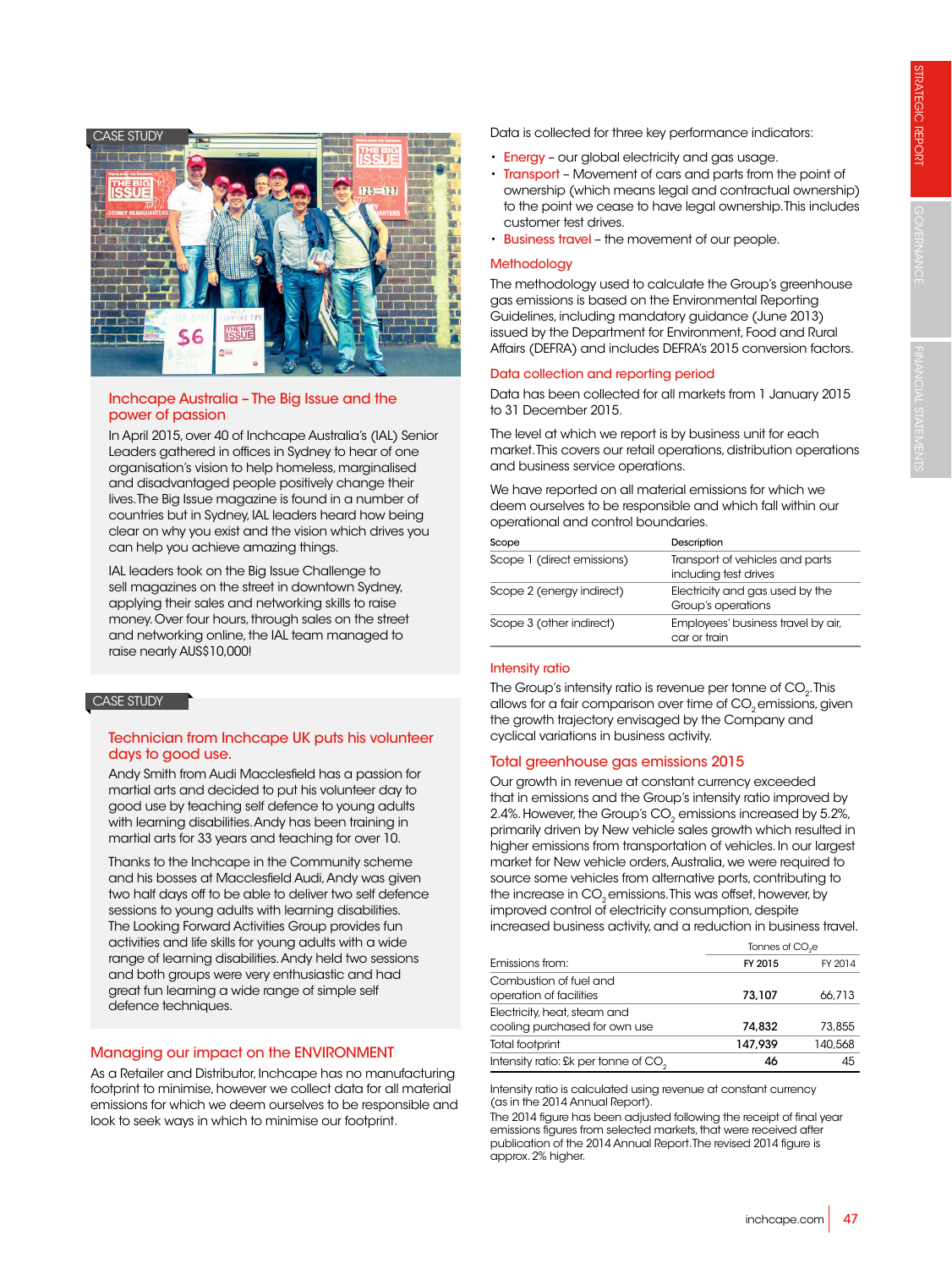CASE STUDY

## Inchcape Australia – The Big Issue and the power of passion

In April 2015, over 40 of Inchcape Australia's (IAL) Senior Leaders gathered in offices in Sydney to hear of one organisation's vision to help homeless, marginalised and disadvantaged people positively change their lives. The Big Issue magazine is found in a number of countries but in Sydney, IAL leaders heard how being clear on why you exist and the vision which drives you can help you achieve amazing things.

IAL leaders took on the Big Issue Challenge to sell magazines on the street in downtown Sydney, applying their sales and networking skills to raise money. Over four hours, through sales on the street and networking online, the IAL team managed to raise nearly AUS$10,000!

CASE STUDY

## Technician from Inchcape UK puts his volunteer days to good use.

Andy Smith from Audi Macclesfield has a passion for martial arts and decided to put his volunteer day to good use by teaching self defence to young adults with learning disabilities. Andy has been training in martial arts for 33 years and teaching for over 10.

Thanks to the Inchcape in the Community scheme and his bosses at Macclesfield Audi, Andy was given two half days off to be able to deliver two self defence sessions to young adults with learning disabilities. The Looking Forward Activities Group provides fun activities and life skills for young adults with a wide range of learning disabilities. Andy held two sessions and both groups were very enthusiastic and had great fun learning a wide range of simple self defence techniques.

## Managing our impact on the ENVIRONMENT

As a Retailer and Distributor, Inchcape has no manufacturing footprint to minimise, however we collect data for all material emissions for which we deem ourselves to be responsible and look to seek ways in which to minimise our footprint.

Data is collected for three key performance indicators:

- Energy – our global electricity and gas usage.
- Transport – Movement of cars and parts from the point of ownership (which means legal and contractual ownership) to the point we cease to have legal ownership. This includes customer test drives.
- Business travel – the movement of our people.

### Methodology

The methodology used to calculate the Group's greenhouse gas emissions is based on the Environmental Reporting Guidelines, including mandatory guidance (June 2013) issued by the Department for Environment, Food and Rural Affairs (DEFRA) and includes DEFRA's 2015 conversion factors.

### Data collection and reporting period

Data has been collected for all markets from 1 January 2015 to 31 December 2015.

The level at which we report is by business unit for each market. This covers our retail operations, distribution operations and business service operations.

We have reported on all material emissions for which we deem ourselves to be responsible and which fall within our operational and control boundaries.

| Scope | Description |
|---|---|
| Scope 1 (direct emissions) | Transport of vehicles and parts including test drives |
| Scope 2 (energy indirect) | Electricity and gas used by the Group's operations |
| Scope 3 (other indirect) | Employees' business travel by air, car or train |

### Intensity ratio

The Group's intensity ratio is revenue per tonne of $CO_2$. This allows for a fair comparison over time of $CO_2$ emissions, given the growth trajectory envisaged by the Company and cyclical variations in business activity.

### Total greenhouse gas emissions 2015

Our growth in revenue at constant currency exceeded that in emissions and the Group's intensity ratio improved by 2.4%. However, the Group's $CO_2$ emissions increased by 5.2%, primarily driven by New vehicle sales growth which resulted in higher emissions from transportation of vehicles. In our largest market for New vehicle orders, Australia, we were required to source some vehicles from alternative ports, contributing to the increase in $CO_2$ emissions. This was offset, however, by improved control of electricity consumption, despite increased business activity, and a reduction in business travel.

| | Tonnes of $CO_2e$ | |
|---|---|---|
| Emissions from: | **FY 2015** | FY 2014 |
| Combustion of fuel and operation of facilities | **73,107** | 66,713 |
| Electricity, heat, steam and cooling purchased for own use | **74,832** | 73,855 |
| Total footprint | **147,939** | 140,568 |
| Intensity ratio: £k per tonne of $CO_2$ | **46** | 45 |

Intensity ratio is calculated using revenue at constant currency (as in the 2014 Annual Report).

The 2014 figure has been adjusted following the receipt of final year emissions figures from selected markets, that were received after publication of the 2014 Annual Report. The revised 2014 figure is approx. 2% higher.